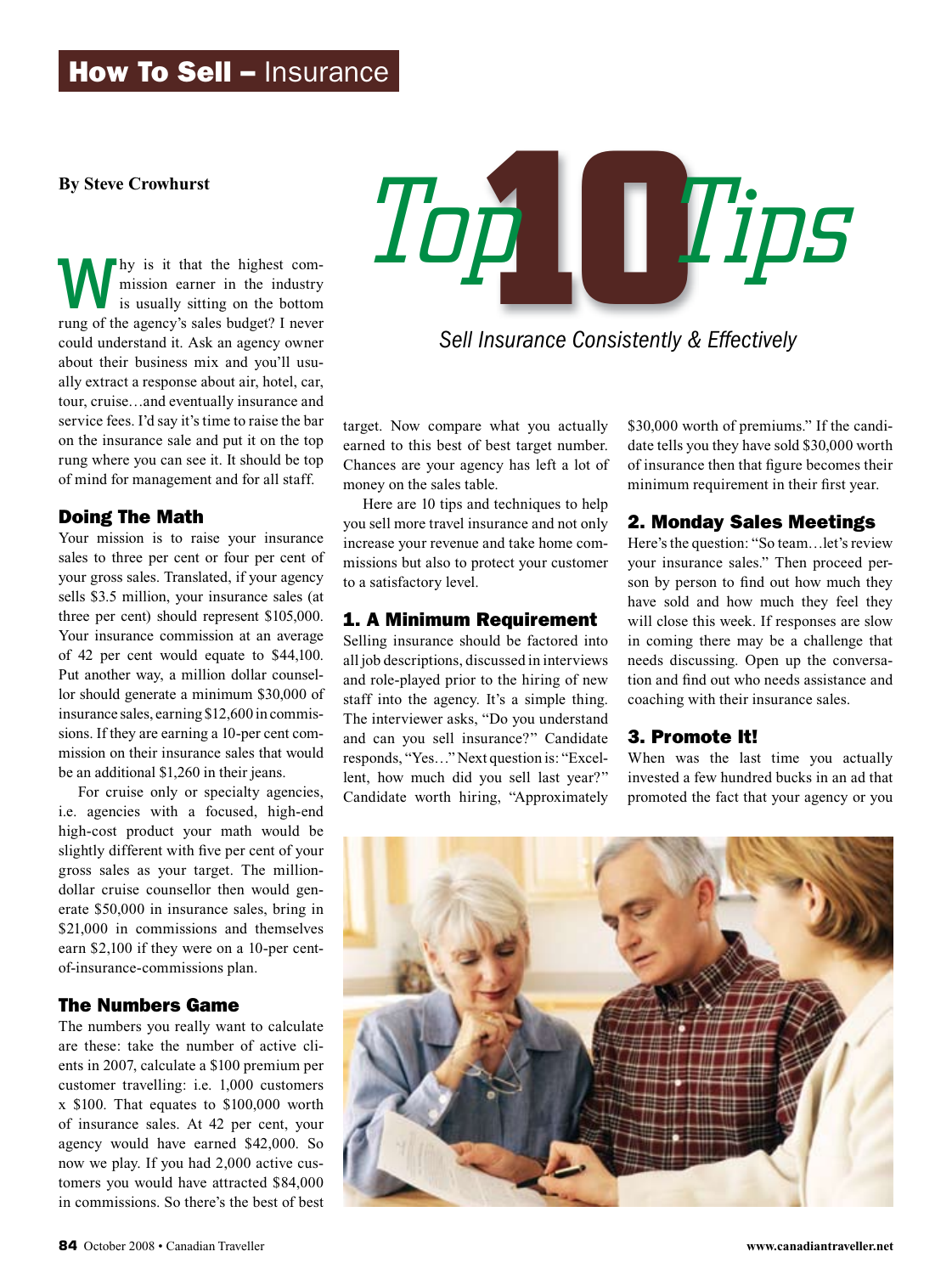# How To Sell – Insurance

**By Steve Crowhurst**

# Top 10 Tips

*Sell Insurance Consistently & Effectively*

Why is it that the highest commission earner in the industry is usually sitting on the bottom rung of the agency's sales budget? I never could understand it. Ask an agency owner about their business mix and you'll usually extract a response about air, hotel, car, tour, cruise…and eventually insurance and service fees. I'd say it's time to raise the bar on the insurance sale and put it on the top rung where you can see it. It should be top of mind for management and for all staff.

## Doing The Math

Your mission is to raise your insurance sales to three per cent or four per cent of your gross sales. Translated, if your agency sells $3.5 million, your insurance sales (at three per cent) should represent $105,000. Your insurance commission at an average of 42 per cent would equate to $44,100. Put another way, a million dollar counsellor should generate a minimum $30,000 of insurance sales, earning $12,600 in commissions. If they are earning a 10-per cent commission on their insurance sales that would be an additional $1,260 in their jeans.

For cruise only or specialty agencies, i.e. agencies with a focused, high-end high-cost product your math would be slightly different with five per cent of your gross sales as your target. The million-dollar cruise counsellor then would generate $50,000 in insurance sales, bring in $21,000 in commissions and themselves earn $2,100 if they were on a 10-per cent-of-insurance-commissions plan.

## The Numbers Game

The numbers you really want to calculate are these: take the number of active clients in 2007, calculate a $100 premium per customer travelling: i.e. 1,000 customers x $100. That equates to $100,000 worth of insurance sales. At 42 per cent, your agency would have earned $42,000. So now we play. If you had 2,000 active customers you would have attracted $84,000 in commissions. So there's the best of best target. Now compare what you actually earned to this best of best target number. Chances are your agency has left a lot of money on the sales table.

Here are 10 tips and techniques to help you sell more travel insurance and not only increase your revenue and take home commissions but also to protect your customer to a satisfactory level.

## 1. A Minimum Requirement

Selling insurance should be factored into all job descriptions, discussed in interviews and role-played prior to the hiring of new staff into the agency. It's a simple thing. The interviewer asks, "Do you understand and can you sell insurance?" Candidate responds, "Yes…" Next question is: "Excellent, how much did you sell last year?" Candidate worth hiring, "Approximately $30,000 worth of premiums." If the candidate tells you they have sold $30,000 worth of insurance then that figure becomes their minimum requirement in their first year.

## 2. Monday Sales Meetings

Here's the question: "So team…let's review your insurance sales." Then proceed person by person to find out how much they have sold and how much they feel they will close this week. If responses are slow in coming there may be a challenge that needs discussing. Open up the conversation and find out who needs assistance and coaching with their insurance sales.

## 3. Promote It!

When was the last time you actually invested a few hundred bucks in an ad that promoted the fact that your agency or you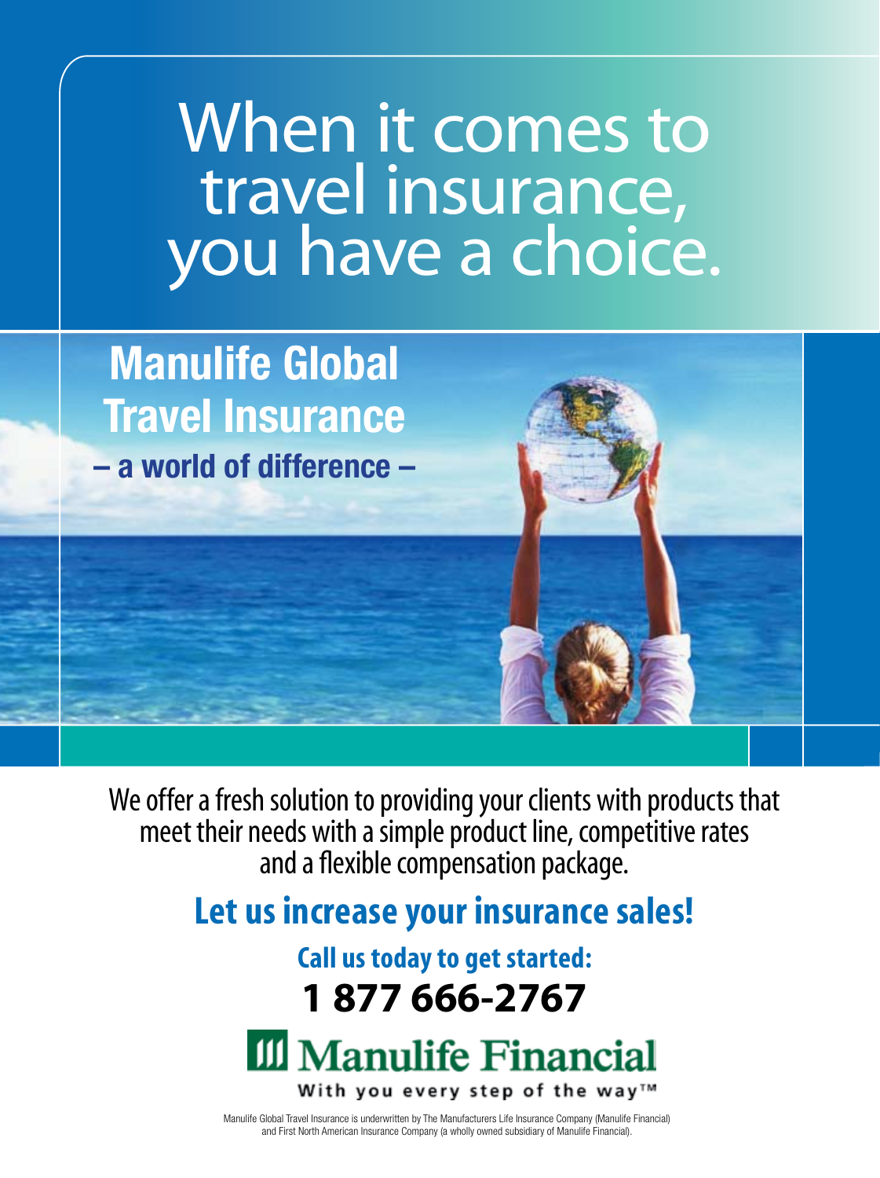# When it comes to travel insurance, you have a choice.

## Manulife Global Travel Insurance

**– a world of difference –**

We offer a fresh solution to providing your clients with products that meet their needs with a simple product line, competitive rates and a flexible compensation package.

## Let us increase your insurance sales!

**Call us today to get started:**

**1 877 666-2767**

**Manulife Financial**

With you every step of the way™

Manulife Global Travel Insurance is underwritten by The Manufacturers Life Insurance Company (Manulife Financial) and First North American Insurance Company (a wholly owned subsidiary of Manulife Financial).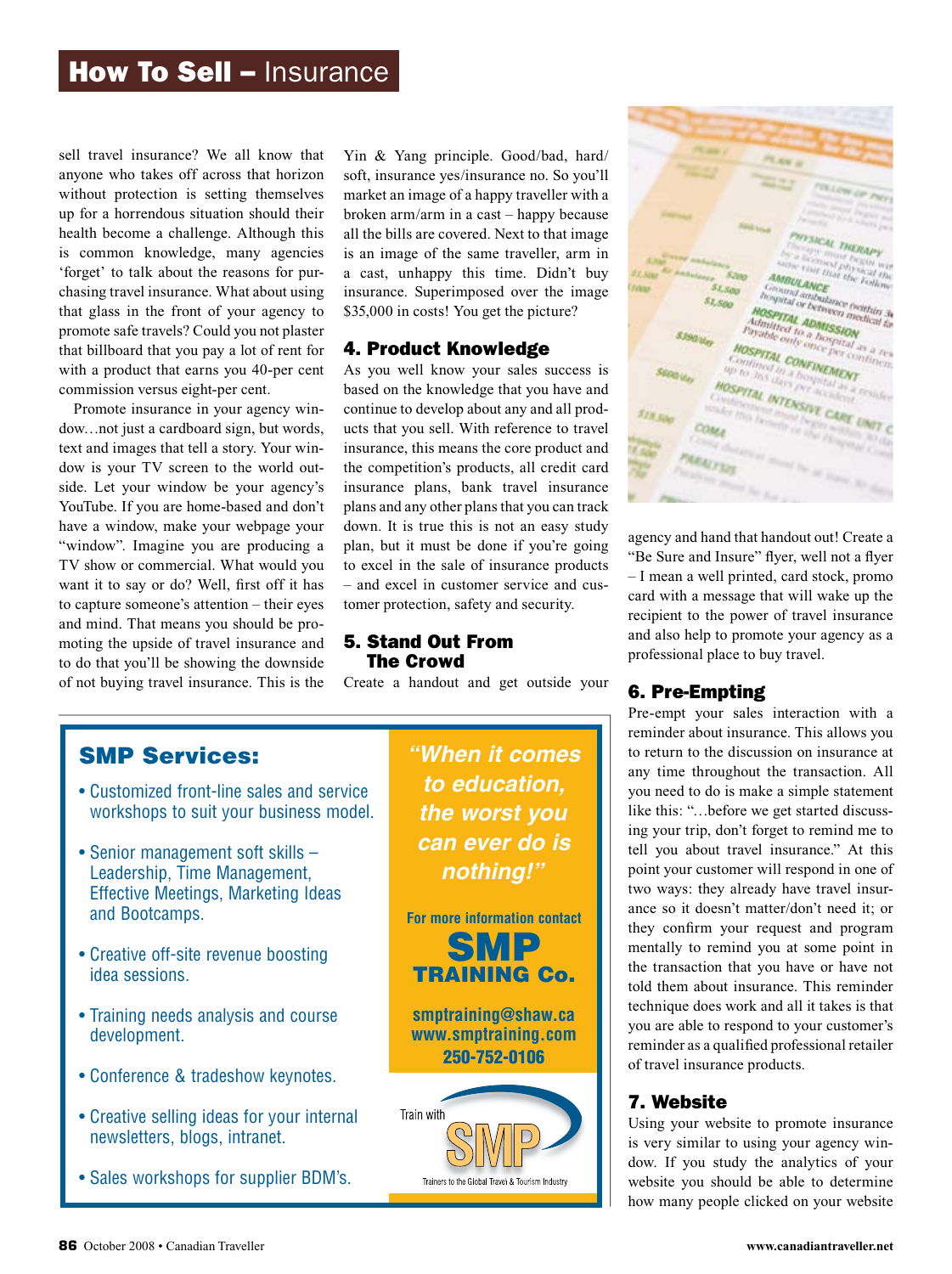sell travel insurance? We all know that anyone who takes off across that horizon without protection is setting themselves up for a horrendous situation should their health become a challenge. Although this is common knowledge, many agencies 'forget' to talk about the reasons for purchasing travel insurance. What about using that glass in the front of your agency to promote safe travels? Could you not plaster that billboard that you pay a lot of rent for with a product that earns you 40-per cent commission versus eight-per cent.

Promote insurance in your agency window…not just a cardboard sign, but words, text and images that tell a story. Your window is your TV screen to the world outside. Let your window be your agency's YouTube. If you are home-based and don't have a window, make your webpage your "window". Imagine you are producing a TV show or commercial. What would you want it to say or do? Well, first off it has to capture someone's attention – their eyes and mind. That means you should be promoting the upside of travel insurance and to do that you'll be showing the downside of not buying travel insurance. This is the Yin & Yang principle. Good/bad, hard/soft, insurance yes/insurance no. So you'll market an image of a happy traveller with a broken arm/arm in a cast – happy because all the bills are covered. Next to that image is an image of the same traveller, arm in a cast, unhappy this time. Didn't buy insurance. Superimposed over the image $35,000 in costs! You get the picture?

### 4. Product Knowledge

As you well know your sales success is based on the knowledge that you have and continue to develop about any and all products that you sell. With reference to travel insurance, this means the core product and the competition's products, all credit card insurance plans, bank travel insurance plans and any other plans that you can track down. It is true this is not an easy study plan, but it must be done if you're going to excel in the sale of insurance products – and excel in customer service and customer protection, safety and security.

### 5. Stand Out From The Crowd

Create a handout and get outside your agency and hand that handout out! Create a "Be Sure and Insure" flyer, well not a flyer – I mean a well printed, card stock, promo card with a message that will wake up the recipient to the power of travel insurance and also help to promote your agency as a professional place to buy travel.

### 6. Pre-Empting

Pre-empt your sales interaction with a reminder about insurance. This allows you to return to the discussion on insurance at any time throughout the transaction. All you need to do is make a simple statement like this: "…before we get started discussing your trip, don't forget to remind me to tell you about travel insurance." At this point your customer will respond in one of two ways: they already have travel insurance so it doesn't matter/don't need it; or they confirm your request and program mentally to remind you at some point in the transaction that you have or have not told them about insurance. This reminder technique does work and all it takes is that you are able to respond to your customer's reminder as a qualified professional retailer of travel insurance products.

### 7. Website

Using your website to promote insurance is very similar to using your agency window. If you study the analytics of your website you should be able to determine how many people clicked on your website

---

## SMP Services:

- Customized front-line sales and service workshops to suit your business model.
- Senior management soft skills – Leadership, Time Management, Effective Meetings, Marketing Ideas and Bootcamps.
- Creative off-site revenue boosting idea sessions.
- Training needs analysis and course development.
- Conference & tradeshow keynotes.
- Creative selling ideas for your internal newsletters, blogs, intranet.
- Sales workshops for supplier BDM's.

*"When it comes to education, the worst you can ever do is nothing!"*

For more information contact

**SMP TRAINING Co.**

smptraining@shaw.ca
www.smptraining.com
250-752-0106

Train with SMP

Trainers to the Global Travel & Tourism Industry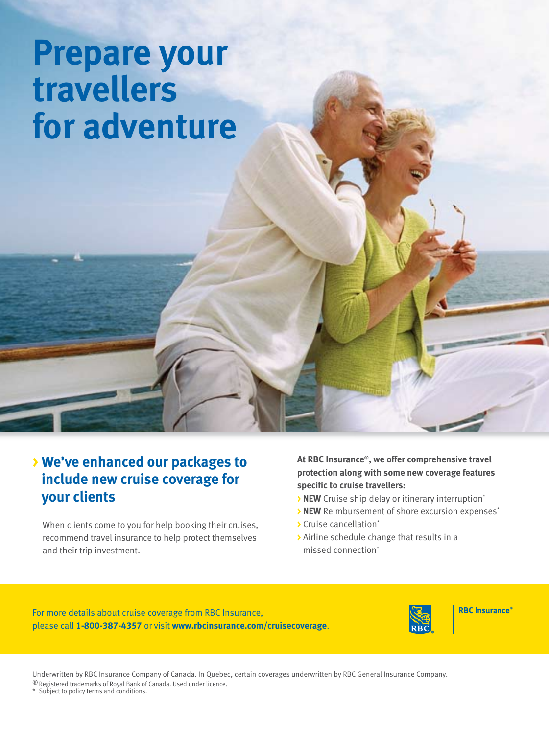# Prepare your travellers for adventure

## › We've enhanced our packages to include new cruise coverage for your clients

When clients come to you for help booking their cruises, recommend travel insurance to help protect themselves and their trip investment.

**At RBC Insurance®, we offer comprehensive travel protection along with some new coverage features specific to cruise travellers:**

- › **NEW** Cruise ship delay or itinerary interruption*
- › **NEW** Reimbursement of shore excursion expenses*
- › Cruise cancellation*
- › Airline schedule change that results in a missed connection*

For more details about cruise coverage from RBC Insurance, please call **1-800-387-4357** or visit **www.rbcinsurance.com/cruisecoverage**.

**RBC Insurance®**

Underwritten by RBC Insurance Company of Canada. In Quebec, certain coverages underwritten by RBC General Insurance Company.
® Registered trademarks of Royal Bank of Canada. Used under licence.
* Subject to policy terms and conditions.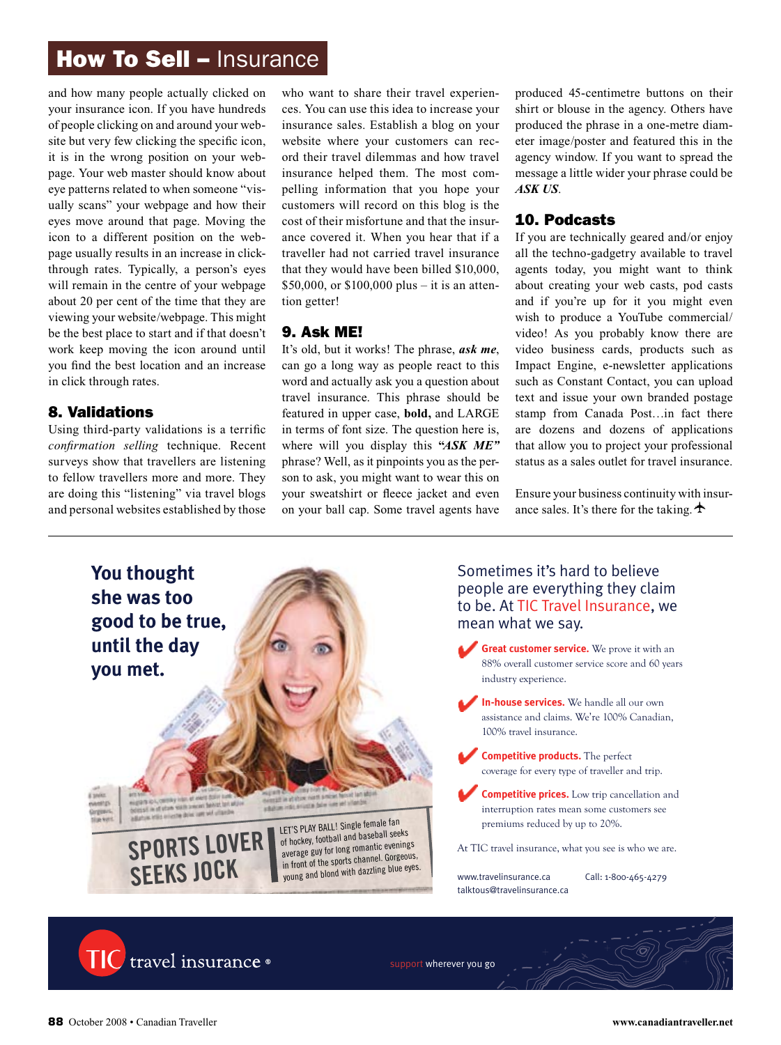## How To Sell – Insurance

and how many people actually clicked on your insurance icon. If you have hundreds of people clicking on and around your website but very few clicking the specific icon, it is in the wrong position on your webpage. Your web master should know about eye patterns related to when someone "visually scans" your webpage and how their eyes move around that page. Moving the icon to a different position on the webpage usually results in an increase in click-through rates. Typically, a person's eyes will remain in the centre of your webpage about 20 per cent of the time that they are viewing your website/webpage. This might be the best place to start and if that doesn't work keep moving the icon around until you find the best location and an increase in click through rates.

### 8. Validations

Using third-party validations is a terrific *confirmation selling* technique. Recent surveys show that travellers are listening to fellow travellers more and more. They are doing this "listening" via travel blogs and personal websites established by those who want to share their travel experiences. You can use this idea to increase your insurance sales. Establish a blog on your website where your customers can record their travel dilemmas and how travel insurance helped them. The most compelling information that you hope your customers will record on this blog is the cost of their misfortune and that the insurance covered it. When you hear that if a traveller had not carried travel insurance that they would have been billed $10,000, $50,000, or $100,000 plus – it is an attention getter!

### 9. Ask ME!

It's old, but it works! The phrase, ***ask me***, can go a long way as people react to this word and actually ask you a question about travel insurance. This phrase should be featured in upper case, **bold,** and LARGE in terms of font size. The question here is, where will you display this ***"ASK ME"*** phrase? Well, as it pinpoints you as the person to ask, you might want to wear this on your sweatshirt or fleece jacket and even on your ball cap. Some travel agents have produced 45-centimetre buttons on their shirt or blouse in the agency. Others have produced the phrase in a one-metre diameter image/poster and featured this in the agency window. If you want to spread the message a little wider your phrase could be ***ASK US***.

### 10. Podcasts

If you are technically geared and/or enjoy all the techno-gadgetry available to travel agents today, you might want to think about creating your web casts, pod casts and if you're up for it you might even wish to produce a YouTube commercial/video! As you probably know there are video business cards, products such as Impact Engine, e-newsletter applications such as Constant Contact, you can upload text and issue your own branded postage stamp from Canada Post…in fact there are dozens and dozens of applications that allow you to project your professional status as a sales outlet for travel insurance.

Ensure your business continuity with insurance sales. It's there for the taking.

---

**You thought she was too good to be true, until the day you met.**

SPORTS LOVER SEEKS JOCK

LET'S PLAY BALL! Single female fan of hockey, football and baseball seeks average guy for long romantic evenings in front of the sports channel. Gorgeous, young and blond with dazzling blue eyes.

Sometimes it's hard to believe people are everything they claim to be. At TIC Travel Insurance, we mean what we say.

- **Great customer service.** We prove it with an 88% overall customer service score and 60 years industry experience.
- **In-house services.** We handle all our own assistance and claims. We're 100% Canadian, 100% travel insurance.
- **Competitive products.** The perfect coverage for every type of traveller and trip.
- **Competitive prices.** Low trip cancellation and interruption rates mean some customers see premiums reduced by up to 20%.

At TIC travel insurance, what you see is who we are.

www.travelinsurance.ca
talktous@travelinsurance.ca
Call: 1-800-465-4279

TIC travel insurance®

support wherever you go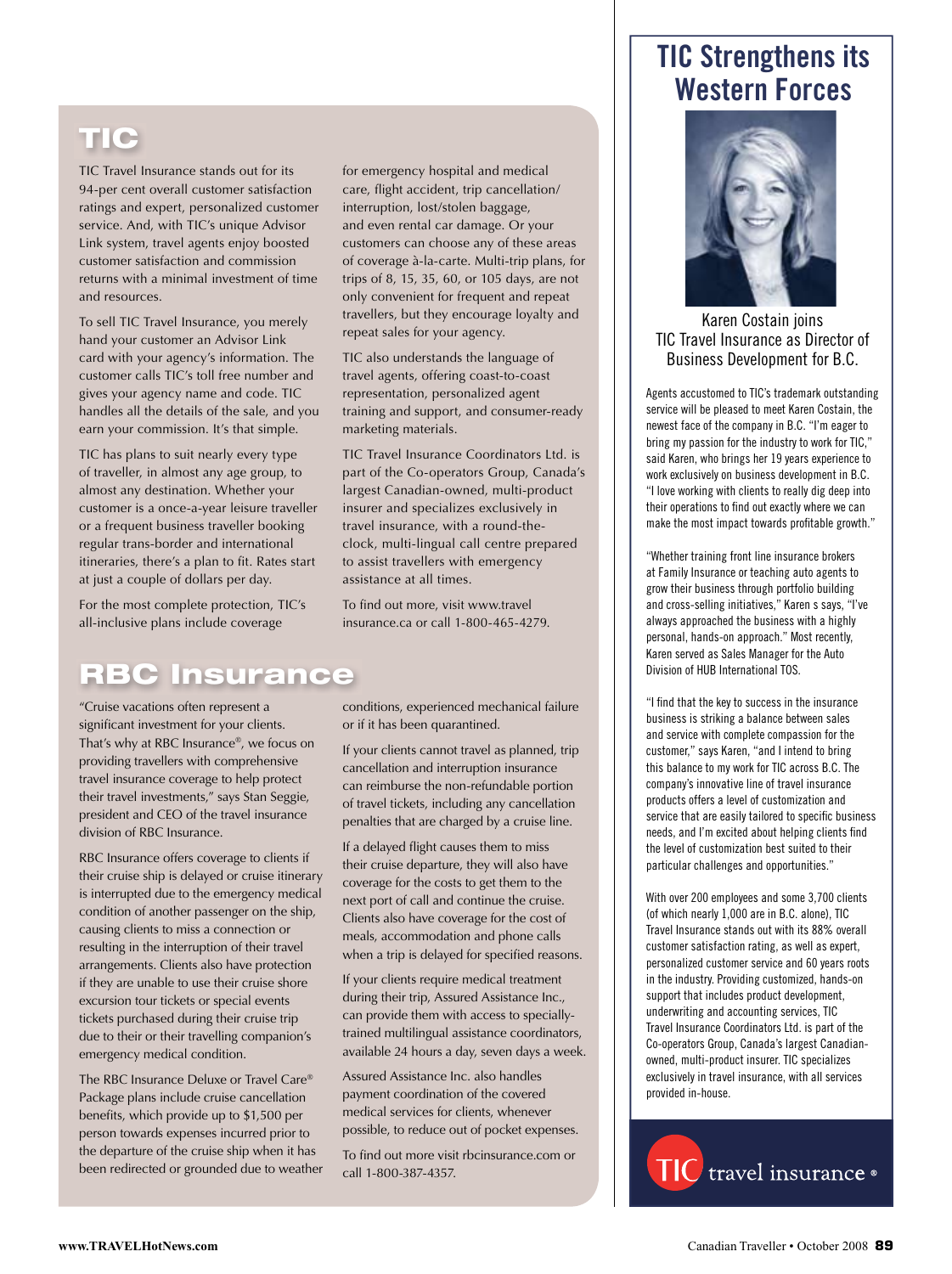## TIC

TIC Travel Insurance stands out for its 94-per cent overall customer satisfaction ratings and expert, personalized customer service. And, with TIC's unique Advisor Link system, travel agents enjoy boosted customer satisfaction and commission returns with a minimal investment of time and resources.

To sell TIC Travel Insurance, you merely hand your customer an Advisor Link card with your agency's information. The customer calls TIC's toll free number and gives your agency name and code. TIC handles all the details of the sale, and you earn your commission. It's that simple.

TIC has plans to suit nearly every type of traveller, in almost any age group, to almost any destination. Whether your customer is a once-a-year leisure traveller or a frequent business traveller booking regular trans-border and international itineraries, there's a plan to fit. Rates start at just a couple of dollars per day.

For the most complete protection, TIC's all-inclusive plans include coverage for emergency hospital and medical care, flight accident, trip cancellation/interruption, lost/stolen baggage, and even rental car damage. Or your customers can choose any of these areas of coverage à-la-carte. Multi-trip plans, for trips of 8, 15, 35, 60, or 105 days, are not only convenient for frequent and repeat travellers, but they encourage loyalty and repeat sales for your agency.

TIC also understands the language of travel agents, offering coast-to-coast representation, personalized agent training and support, and consumer-ready marketing materials.

TIC Travel Insurance Coordinators Ltd. is part of the Co-operators Group, Canada's largest Canadian-owned, multi-product insurer and specializes exclusively in travel insurance, with a round-the-clock, multi-lingual call centre prepared to assist travellers with emergency assistance at all times.

To find out more, visit www.travel insurance.ca or call 1-800-465-4279.

## RBC Insurance

"Cruise vacations often represent a significant investment for your clients. That's why at RBC Insurance®, we focus on providing travellers with comprehensive travel insurance coverage to help protect their travel investments," says Stan Seggie, president and CEO of the travel insurance division of RBC Insurance.

RBC Insurance offers coverage to clients if their cruise ship is delayed or cruise itinerary is interrupted due to the emergency medical condition of another passenger on the ship, causing clients to miss a connection or resulting in the interruption of their travel arrangements. Clients also have protection if they are unable to use their cruise shore excursion tour tickets or special events tickets purchased during their cruise trip due to their or their travelling companion's emergency medical condition.

The RBC Insurance Deluxe or Travel Care® Package plans include cruise cancellation benefits, which provide up to $1,500 per person towards expenses incurred prior to the departure of the cruise ship when it has been redirected or grounded due to weather conditions, experienced mechanical failure or if it has been quarantined.

If your clients cannot travel as planned, trip cancellation and interruption insurance can reimburse the non-refundable portion of travel tickets, including any cancellation penalties that are charged by a cruise line.

If a delayed flight causes them to miss their cruise departure, they will also have coverage for the costs to get them to the next port of call and continue the cruise. Clients also have coverage for the cost of meals, accommodation and phone calls when a trip is delayed for specified reasons.

If your clients require medical treatment during their trip, Assured Assistance Inc., can provide them with access to specially-trained multilingual assistance coordinators, available 24 hours a day, seven days a week.

Assured Assistance Inc. also handles payment coordination of the covered medical services for clients, whenever possible, to reduce out of pocket expenses.

To find out more visit rbcinsurance.com or call 1-800-387-4357.

## TIC Strengthens its Western Forces

Karen Costain joins TIC Travel Insurance as Director of Business Development for B.C.

Agents accustomed to TIC's trademark outstanding service will be pleased to meet Karen Costain, the newest face of the company in B.C. "I'm eager to bring my passion for the industry to work for TIC," said Karen, who brings her 19 years experience to work exclusively on business development in B.C. "I love working with clients to really dig deep into their operations to find out exactly where we can make the most impact towards profitable growth."

"Whether training front line insurance brokers at Family Insurance or teaching auto agents to grow their business through portfolio building and cross-selling initiatives," Karen s says, "I've always approached the business with a highly personal, hands-on approach." Most recently, Karen served as Sales Manager for the Auto Division of HUB International TOS.

"I find that the key to success in the insurance business is striking a balance between sales and service with complete compassion for the customer," says Karen, "and I intend to bring this balance to my work for TIC across B.C. The company's innovative line of travel insurance products offers a level of customization and service that are easily tailored to specific business needs, and I'm excited about helping clients find the level of customization best suited to their particular challenges and opportunities."

With over 200 employees and some 3,700 clients (of which nearly 1,000 are in B.C. alone), TIC Travel Insurance stands out with its 88% overall customer satisfaction rating, as well as expert, personalized customer service and 60 years roots in the industry. Providing customized, hands-on support that includes product development, underwriting and accounting services, TIC Travel Insurance Coordinators Ltd. is part of the Co-operators Group, Canada's largest Canadian-owned, multi-product insurer. TIC specializes exclusively in travel insurance, with all services provided in-house.

TIC travel insurance®